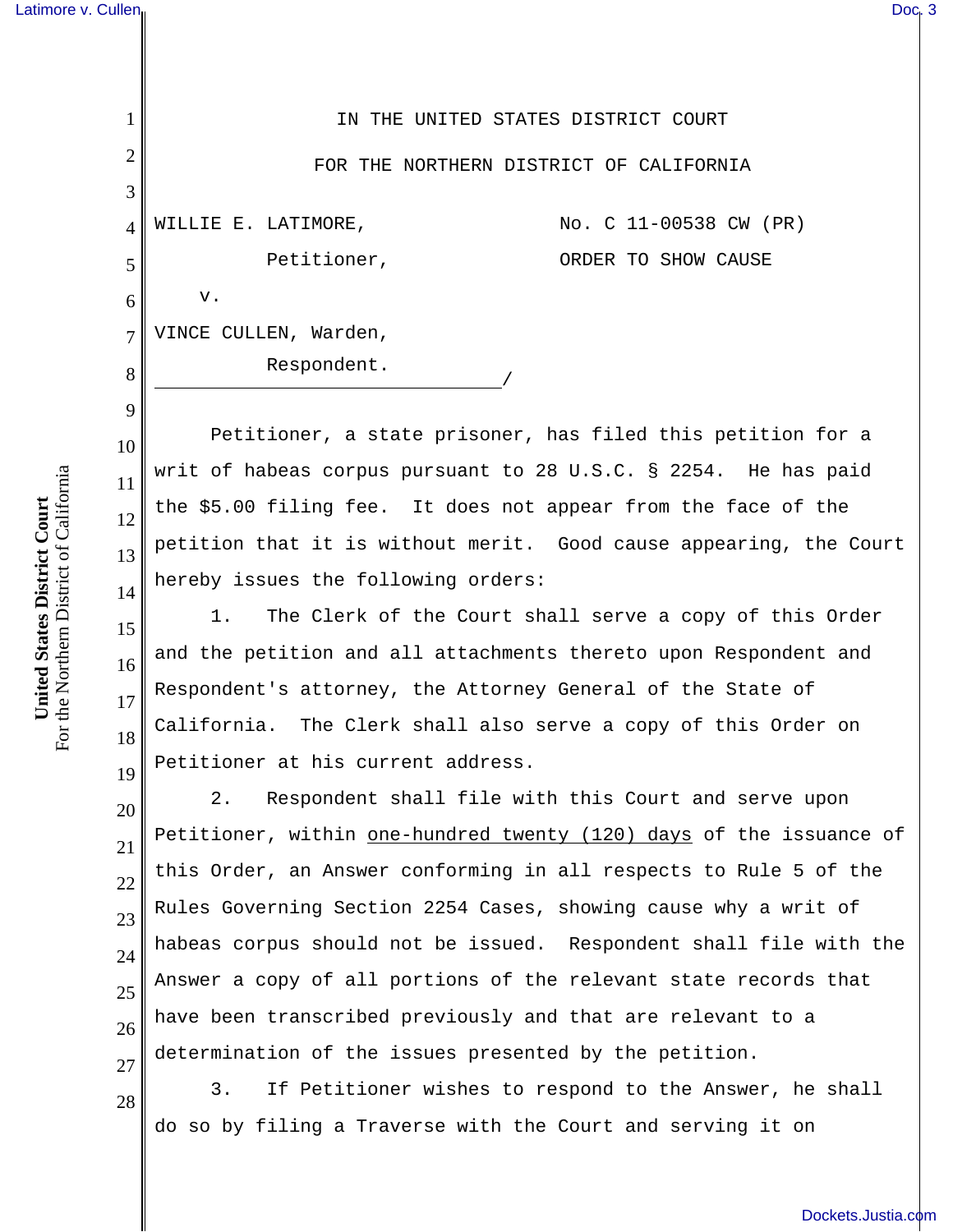IN THE UNITED STATES DISTRICT COURT

FOR THE NORTHERN DISTRICT OF CALIFORNIA

WILLIE E. LATIMORE,

Petitioner,

v.

VINCE CULLEN, Warden,

Respondent.

/

No. C 11-00538 CW (PR)

ORDER TO SHOW CAUSE

Petitioner, a state prisoner, has filed this petition for a writ of habeas corpus pursuant to 28 U.S.C. § 2254. He has paid the $5.00 filing fee. It does not appear from the face of the petition that it is without merit. Good cause appearing, the Court hereby issues the following orders:

1. The Clerk of the Court shall serve a copy of this Order and the petition and all attachments thereto upon Respondent and Respondent's attorney, the Attorney General of the State of California. The Clerk shall also serve a copy of this Order on Petitioner at his current address.

2. Respondent shall file with this Court and serve upon Petitioner, within one-hundred twenty (120) days of the issuance of this Order, an Answer conforming in all respects to Rule 5 of the Rules Governing Section 2254 Cases, showing cause why a writ of habeas corpus should not be issued. Respondent shall file with the Answer a copy of all portions of the relevant state records that have been transcribed previously and that are relevant to a determination of the issues presented by the petition.

3. If Petitioner wishes to respond to the Answer, he shall do so by filing a Traverse with the Court and serving it on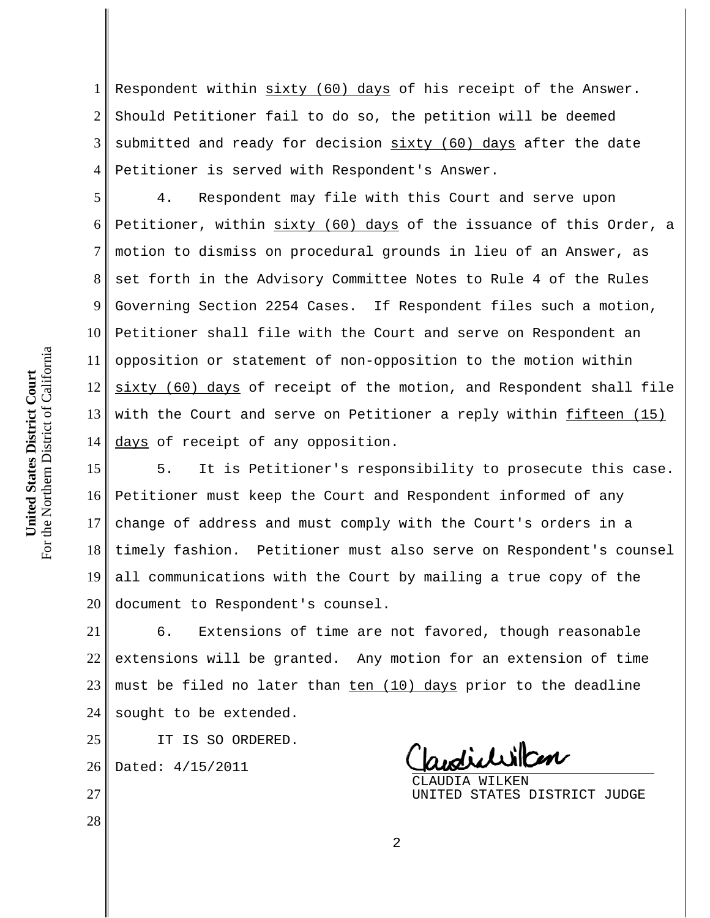Respondent within <u>sixty (60) days</u> of his receipt of the Answer. Should Petitioner fail to do so, the petition will be deemed submitted and ready for decision <u>sixty (60) days</u> after the date Petitioner is served with Respondent's Answer.

4. Respondent may file with this Court and serve upon Petitioner, within <u>sixty (60) days</u> of the issuance of this Order, a motion to dismiss on procedural grounds in lieu of an Answer, as set forth in the Advisory Committee Notes to Rule 4 of the Rules Governing Section 2254 Cases. If Respondent files such a motion, Petitioner shall file with the Court and serve on Respondent an opposition or statement of non-opposition to the motion within <u>sixty (60) days</u> of receipt of the motion, and Respondent shall file with the Court and serve on Petitioner a reply within <u>fifteen (15) days</u> of receipt of any opposition.

5. It is Petitioner's responsibility to prosecute this case. Petitioner must keep the Court and Respondent informed of any change of address and must comply with the Court's orders in a timely fashion. Petitioner must also serve on Respondent's counsel all communications with the Court by mailing a true copy of the document to Respondent's counsel.

6. Extensions of time are not favored, though reasonable extensions will be granted. Any motion for an extension of time must be filed no later than <u>ten (10) days</u> prior to the deadline sought to be extended.

IT IS SO ORDERED.

Dated: 4/15/2011

CLAUDIA WILKEN
UNITED STATES DISTRICT JUDGE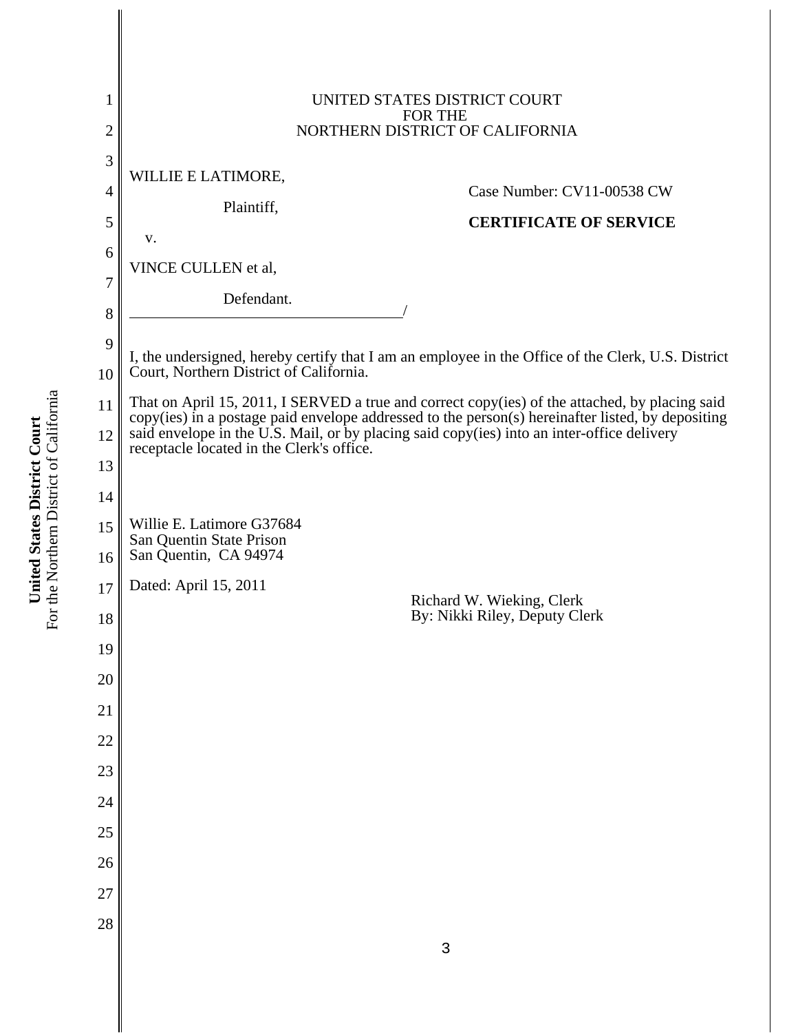UNITED STATES DISTRICT COURT
FOR THE
NORTHERN DISTRICT OF CALIFORNIA

WILLIE E LATIMORE,

Plaintiff,

v.

VINCE CULLEN et al,

Defendant.
\_\_\_\_\_\_\_\_\_\_\_\_\_\_\_\_\_\_\_\_\_\_\_\_\_\_\_\_\_\_\_\_\_\_\_\_/

Case Number: CV11-00538 CW

**CERTIFICATE OF SERVICE**

I, the undersigned, hereby certify that I am an employee in the Office of the Clerk, U.S. District Court, Northern District of California.

That on April 15, 2011, I SERVED a true and correct copy(ies) of the attached, by placing said copy(ies) in a postage paid envelope addressed to the person(s) hereinafter listed, by depositing said envelope in the U.S. Mail, or by placing said copy(ies) into an inter-office delivery receptacle located in the Clerk's office.

Willie E. Latimore G37684
San Quentin State Prison
San Quentin, CA 94974

Dated: April 15, 2011

Richard W. Wieking, Clerk
By: Nikki Riley, Deputy Clerk